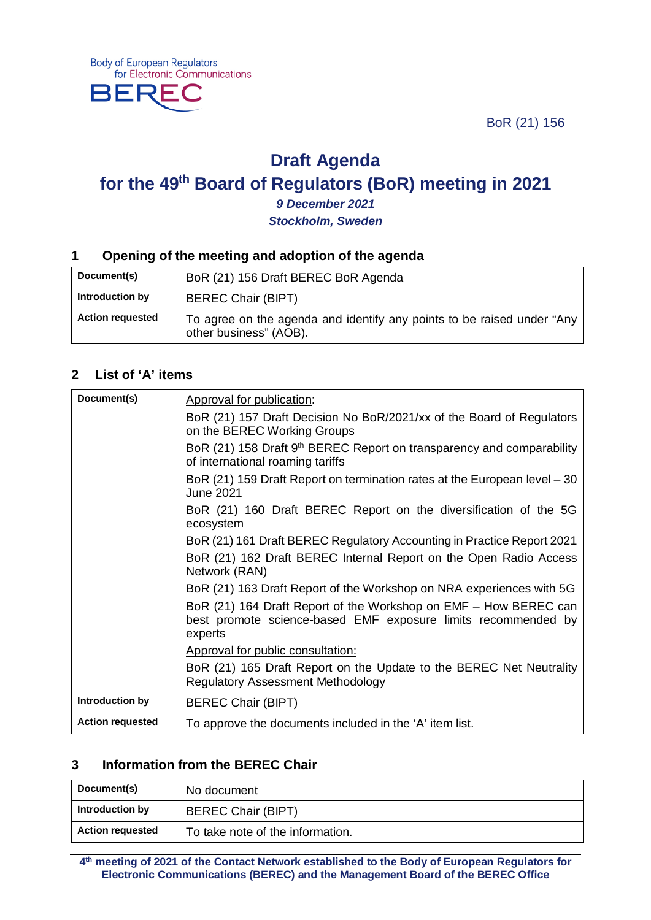Body of European Regulators for Electronic Communications

BEREC

BoR (21) 156

# Draft Agenda

# for the 49th Board of Regulators (BoR) meeting in 2021

***9 December 2021***

***Stockholm, Sweden***

## 1 Opening of the meeting and adoption of the agenda

| | |
|---|---|
| **Document(s)** | BoR (21) 156 Draft BEREC BoR Agenda |
| **Introduction by** | BEREC Chair (BIPT) |
| **Action requested** | To agree on the agenda and identify any points to be raised under "Any other business" (AOB). |

## 2 List of 'A' items

| | |
|---|---|
| **Document(s)** | Approval for publication:<br>BoR (21) 157 Draft Decision No BoR/2021/xx of the Board of Regulators on the BEREC Working Groups<br>BoR (21) 158 Draft 9th BEREC Report on transparency and comparability of international roaming tariffs<br>BoR (21) 159 Draft Report on termination rates at the European level – 30 June 2021<br>BoR (21) 160 Draft BEREC Report on the diversification of the 5G ecosystem<br>BoR (21) 161 Draft BEREC Regulatory Accounting in Practice Report 2021<br>BoR (21) 162 Draft BEREC Internal Report on the Open Radio Access Network (RAN)<br>BoR (21) 163 Draft Report of the Workshop on NRA experiences with 5G<br>BoR (21) 164 Draft Report of the Workshop on EMF – How BEREC can best promote science-based EMF exposure limits recommended by experts<br>Approval for public consultation:<br>BoR (21) 165 Draft Report on the Update to the BEREC Net Neutrality Regulatory Assessment Methodology |
| **Introduction by** | BEREC Chair (BIPT) |
| **Action requested** | To approve the documents included in the 'A' item list. |

## 3 Information from the BEREC Chair

| | |
|---|---|
| **Document(s)** | No document |
| **Introduction by** | BEREC Chair (BIPT) |
| **Action requested** | To take note of the information. |

**4th meeting of 2021 of the Contact Network established to the Body of European Regulators for Electronic Communications (BEREC) and the Management Board of the BEREC Office**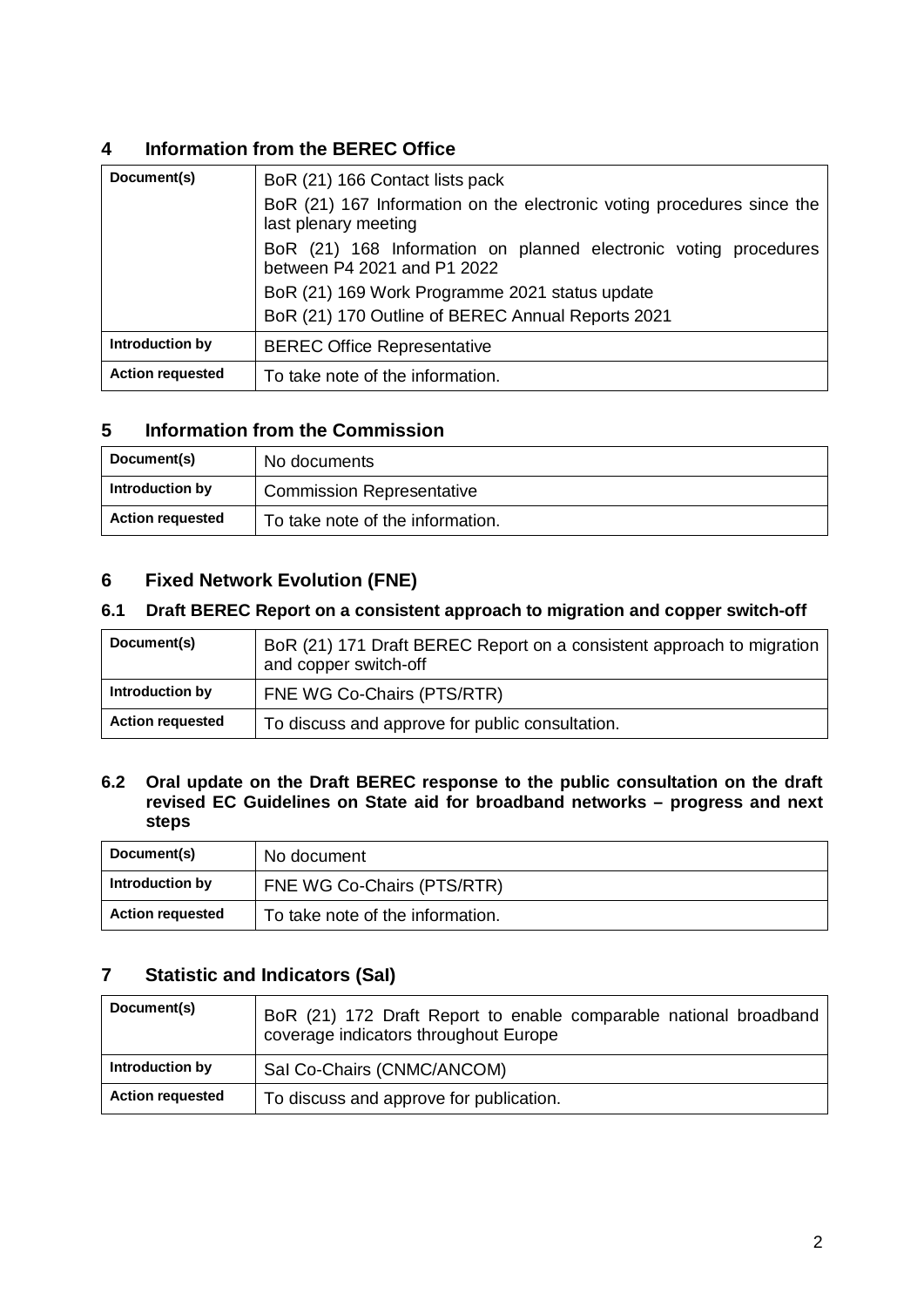## 4 Information from the BEREC Office

| Document(s) | BoR (21) 166 Contact lists pack<br>BoR (21) 167 Information on the electronic voting procedures since the last plenary meeting<br>BoR (21) 168 Information on planned electronic voting procedures between P4 2021 and P1 2022<br>BoR (21) 169 Work Programme 2021 status update<br>BoR (21) 170 Outline of BEREC Annual Reports 2021 |
|---|---|
| **Introduction by** | BEREC Office Representative |
| **Action requested** | To take note of the information. |

## 5 Information from the Commission

| Document(s) | No documents |
|---|---|
| **Introduction by** | Commission Representative |
| **Action requested** | To take note of the information. |

## 6 Fixed Network Evolution (FNE)

### 6.1 Draft BEREC Report on a consistent approach to migration and copper switch-off

| Document(s) | BoR (21) 171 Draft BEREC Report on a consistent approach to migration and copper switch-off |
|---|---|
| **Introduction by** | FNE WG Co-Chairs (PTS/RTR) |
| **Action requested** | To discuss and approve for public consultation. |

### 6.2 Oral update on the Draft BEREC response to the public consultation on the draft revised EC Guidelines on State aid for broadband networks – progress and next steps

| Document(s) | No document |
|---|---|
| **Introduction by** | FNE WG Co-Chairs (PTS/RTR) |
| **Action requested** | To take note of the information. |

## 7 Statistic and Indicators (SaI)

| Document(s) | BoR (21) 172 Draft Report to enable comparable national broadband coverage indicators throughout Europe |
|---|---|
| **Introduction by** | SaI Co-Chairs (CNMC/ANCOM) |
| **Action requested** | To discuss and approve for publication. |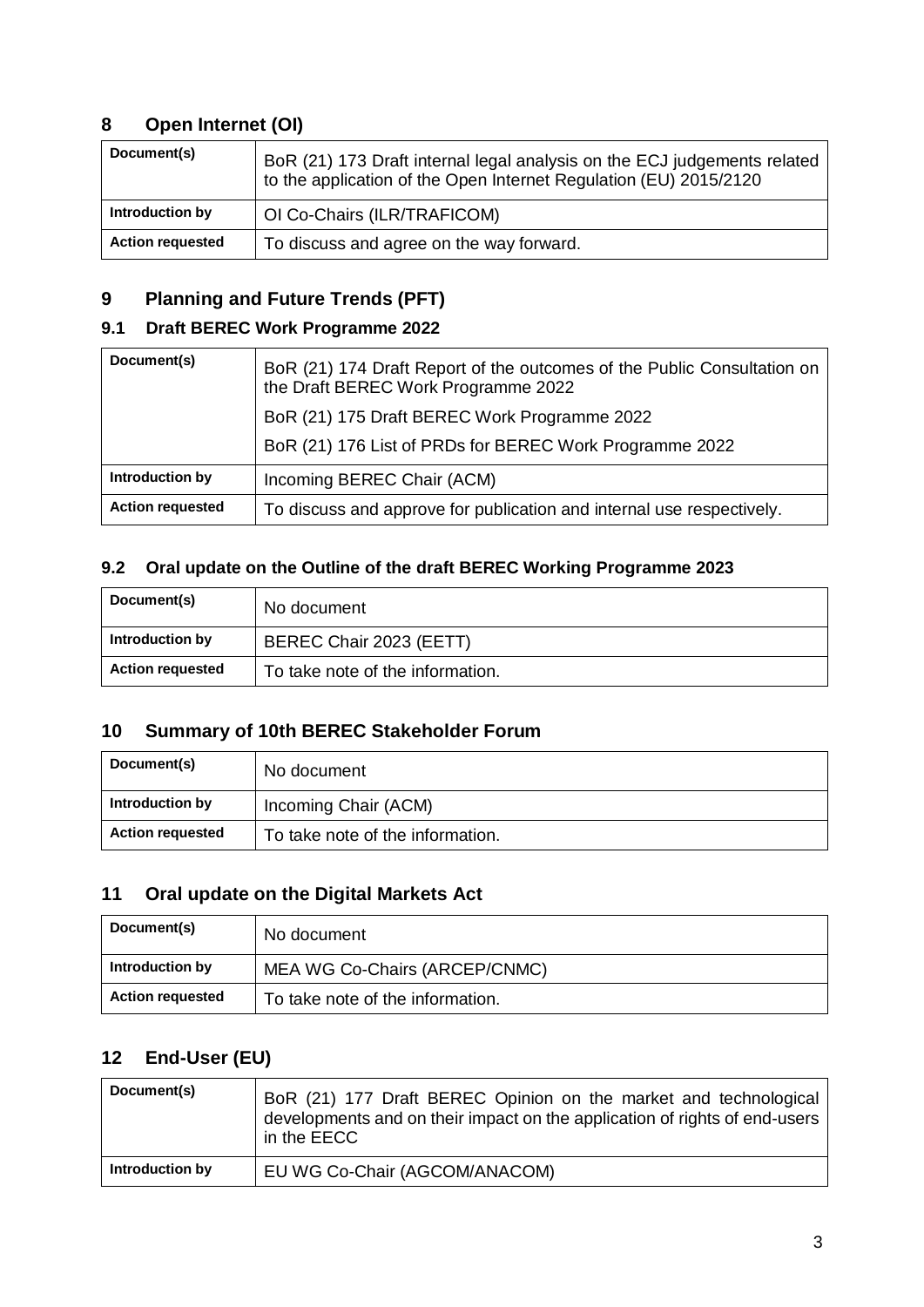## 8 Open Internet (OI)

| Document(s) | BoR (21) 173 Draft internal legal analysis on the ECJ judgements related to the application of the Open Internet Regulation (EU) 2015/2120 |
|---|---|
| Introduction by | OI Co-Chairs (ILR/TRAFICOM) |
| Action requested | To discuss and agree on the way forward. |

## 9 Planning and Future Trends (PFT)

### 9.1 Draft BEREC Work Programme 2022

| Document(s) | BoR (21) 174 Draft Report of the outcomes of the Public Consultation on the Draft BEREC Work Programme 2022<br>BoR (21) 175 Draft BEREC Work Programme 2022<br>BoR (21) 176 List of PRDs for BEREC Work Programme 2022 |
|---|---|
| Introduction by | Incoming BEREC Chair (ACM) |
| Action requested | To discuss and approve for publication and internal use respectively. |

### 9.2 Oral update on the Outline of the draft BEREC Working Programme 2023

| Document(s) | No document |
|---|---|
| Introduction by | BEREC Chair 2023 (EETT) |
| Action requested | To take note of the information. |

## 10 Summary of 10th BEREC Stakeholder Forum

| Document(s) | No document |
|---|---|
| Introduction by | Incoming Chair (ACM) |
| Action requested | To take note of the information. |

## 11 Oral update on the Digital Markets Act

| Document(s) | No document |
|---|---|
| Introduction by | MEA WG Co-Chairs (ARCEP/CNMC) |
| Action requested | To take note of the information. |

## 12 End-User (EU)

| Document(s) | BoR (21) 177 Draft BEREC Opinion on the market and technological developments and on their impact on the application of rights of end-users in the EECC |
|---|---|
| Introduction by | EU WG Co-Chair (AGCOM/ANACOM) |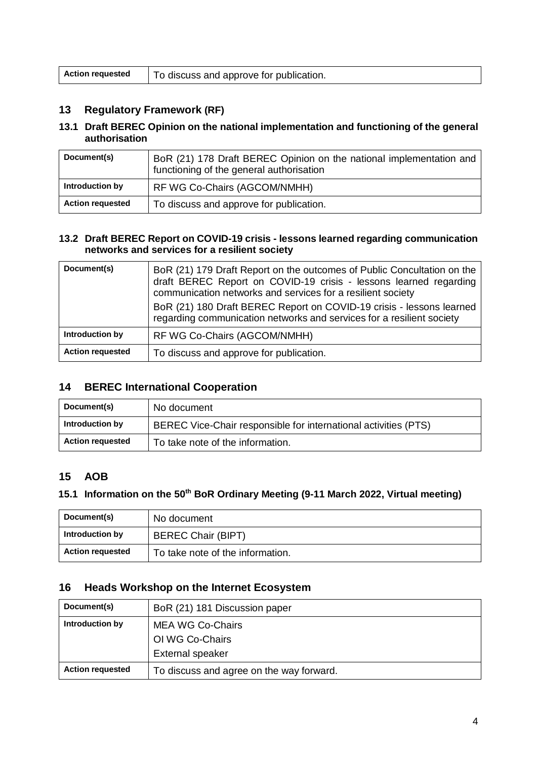| Action requested | To discuss and approve for publication. |
|---|---|

## 13 Regulatory Framework (RF)

### 13.1 Draft BEREC Opinion on the national implementation and functioning of the general authorisation

| Document(s) | BoR (21) 178 Draft BEREC Opinion on the national implementation and functioning of the general authorisation |
|---|---|
| Introduction by | RF WG Co-Chairs (AGCOM/NMHH) |
| Action requested | To discuss and approve for publication. |

### 13.2 Draft BEREC Report on COVID-19 crisis - lessons learned regarding communication networks and services for a resilient society

| Document(s) | BoR (21) 179 Draft Report on the outcomes of Public Concultation on the draft BEREC Report on COVID-19 crisis - lessons learned regarding communication networks and services for a resilient society<br>BoR (21) 180 Draft BEREC Report on COVID-19 crisis - lessons learned regarding communication networks and services for a resilient society |
|---|---|
| Introduction by | RF WG Co-Chairs (AGCOM/NMHH) |
| Action requested | To discuss and approve for publication. |

## 14 BEREC International Cooperation

| Document(s) | No document |
|---|---|
| Introduction by | BEREC Vice-Chair responsible for international activities (PTS) |
| Action requested | To take note of the information. |

## 15 AOB

### 15.1 Information on the 50th BoR Ordinary Meeting (9-11 March 2022, Virtual meeting)

| Document(s) | No document |
|---|---|
| Introduction by | BEREC Chair (BIPT) |
| Action requested | To take note of the information. |

## 16 Heads Workshop on the Internet Ecosystem

| Document(s) | BoR (21) 181 Discussion paper |
|---|---|
| Introduction by | MEA WG Co-Chairs<br>OI WG Co-Chairs<br>External speaker |
| Action requested | To discuss and agree on the way forward. |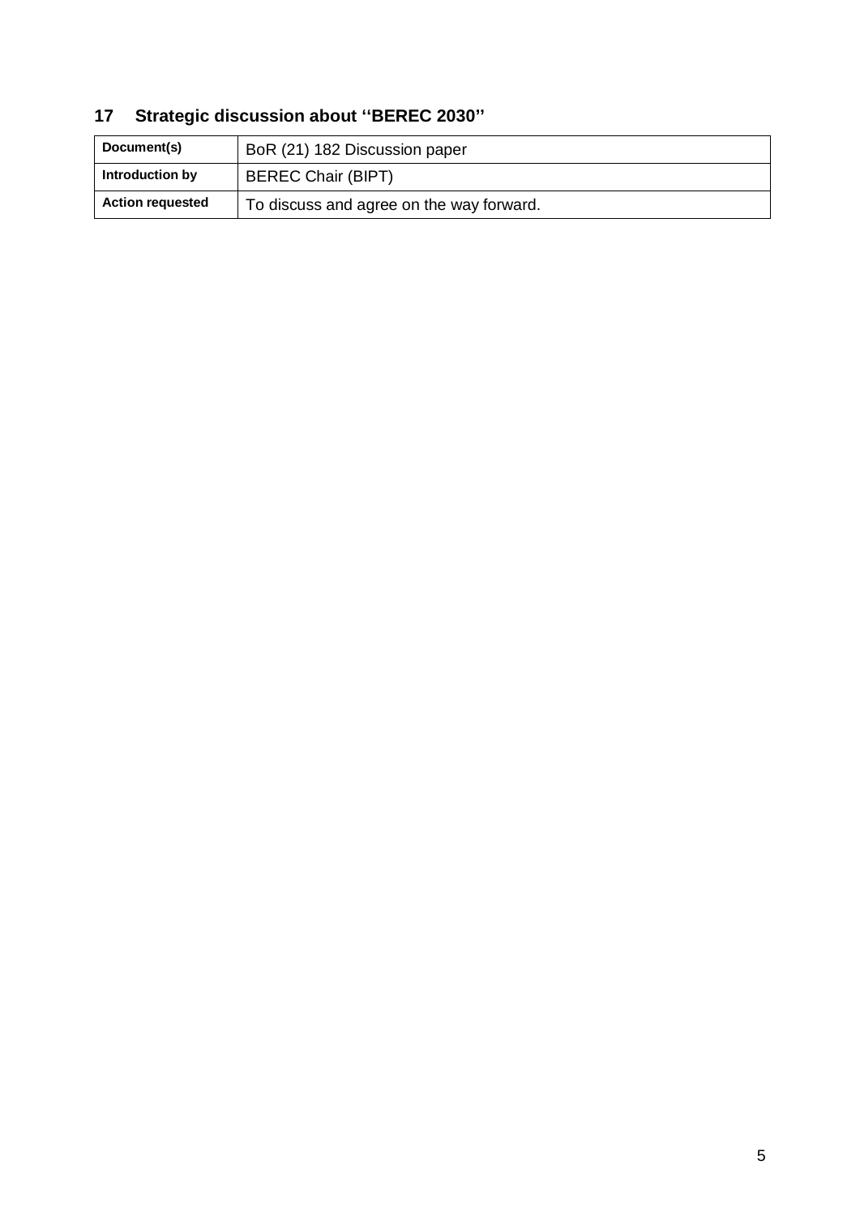## 17 Strategic discussion about ''BEREC 2030''

| | |
|---|---|
| **Document(s)** | BoR (21) 182 Discussion paper |
| **Introduction by** | BEREC Chair (BIPT) |
| **Action requested** | To discuss and agree on the way forward. |